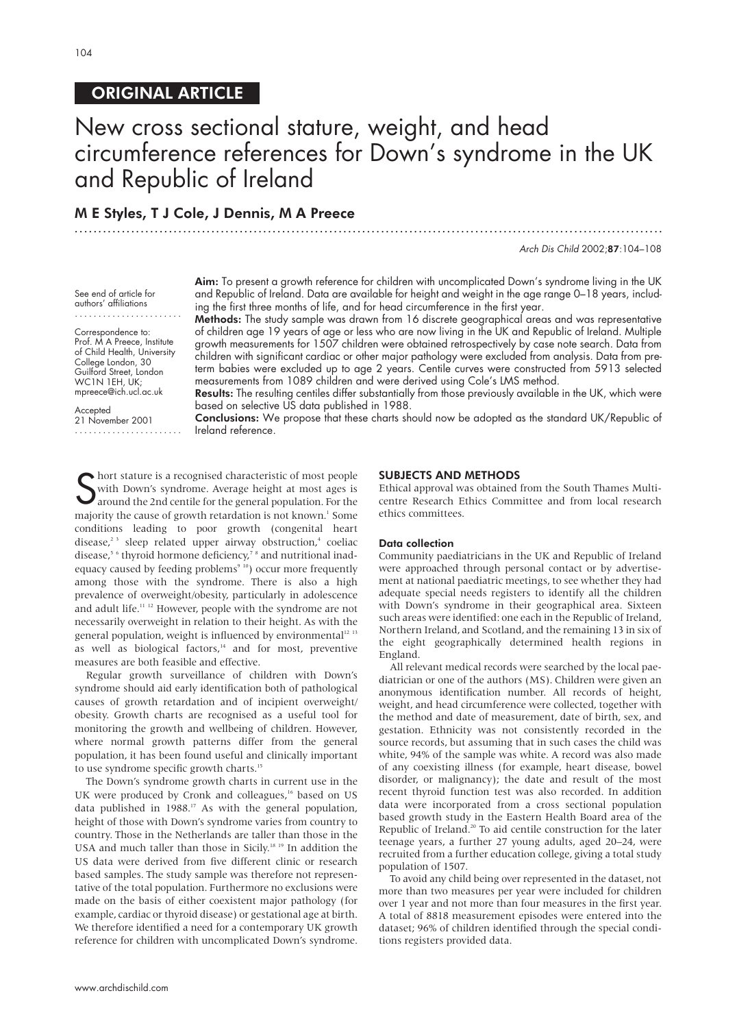ORIGINAL ARTICLE

# New cross sectional stature, weight, and head circumference references for Down's syndrome in the UK and Republic of Ireland

## M E Styles, T J Cole, J Dennis, M A Preece

See end of article for authors' affiliations

Correspondence to: Prof. M A Preece, Institute of Child Health, University College London, 30 Guilford Street, London WC1N 1EH, UK; mpreece@ich.ucl.ac.uk

Accepted 21 November 2001

**Aim:** To present a growth reference for children with uncomplicated Down's syndrome living in the UK and Republic of Ireland. Data are available for height and weight in the age range 0–18 years, including the first three months of life, and for head circumference in the first year.

**Methods:** The study sample was drawn from 16 discrete geographical areas and was representative of children age 19 years of age or less who are now living in the UK and Republic of Ireland. Multiple growth measurements for 1507 children were obtained retrospectively by case note search. Data from children with significant cardiac or other major pathology were excluded from analysis. Data from preterm babies were excluded up to age 2 years. Centile curves were constructed from 5913 selected measurements from 1089 children and were derived using Cole's LMS method.

**Results:** The resulting centiles differ substantially from those previously available in the UK, which were based on selective US data published in 1988.

**Conclusions:** We propose that these charts should now be adopted as the standard UK/Republic of Ireland reference.

Short stature is a recognised characteristic of most people with Down's syndrome. Average height at most ages is around the 2nd centile for the general population. For the majority the cause of growth retardation is not known.[1] Some conditions leading to poor growth (congenital heart disease,[2,3] sleep related upper airway obstruction,[4] coeliac disease,[5,6] thyroid hormone deficiency,[7,8] and nutritional inadequacy caused by feeding problems[9,10]) occur more frequently among those with the syndrome. There is also a high prevalence of overweight/obesity, particularly in adolescence and adult life.[11,12] However, people with the syndrome are not necessarily overweight in relation to their height. As with the general population, weight is influenced by environmental[12,13] as well as biological factors,[14] and for most, preventive measures are both feasible and effective.

Regular growth surveillance of children with Down's syndrome should aid early identification both of pathological causes of growth retardation and of incipient overweight/obesity. Growth charts are recognised as a useful tool for monitoring the growth and wellbeing of children. However, where normal growth patterns differ from the general population, it has been found useful and clinically important to use syndrome specific growth charts.[15]

The Down's syndrome growth charts in current use in the UK were produced by Cronk and colleagues,[16] based on US data published in 1988.[17] As with the general population, height of those with Down's syndrome varies from country to country. Those in the Netherlands are taller than those in the USA and much taller than those in Sicily.[18,19] In addition the US data were derived from five different clinic or research based samples. The study sample was therefore not representative of the total population. Furthermore no exclusions were made on the basis of either coexistent major pathology (for example, cardiac or thyroid disease) or gestational age at birth. We therefore identified a need for a contemporary UK growth reference for children with uncomplicated Down's syndrome.

## SUBJECTS AND METHODS

Ethical approval was obtained from the South Thames Multicentre Research Ethics Committee and from local research ethics committees.

### Data collection

Community paediatricians in the UK and Republic of Ireland were approached through personal contact or by advertisement at national paediatric meetings, to see whether they had adequate special needs registers to identify all the children with Down's syndrome in their geographical area. Sixteen such areas were identified: one each in the Republic of Ireland, Northern Ireland, and Scotland, and the remaining 13 in six of the eight geographically determined health regions in England.

All relevant medical records were searched by the local paediatrician or one of the authors (MS). Children were given an anonymous identification number. All records of height, weight, and head circumference were collected, together with the method and date of measurement, date of birth, sex, and gestation. Ethnicity was not consistently recorded in the source records, but assuming that in such cases the child was white, 94% of the sample was white. A record was also made of any coexisting illness (for example, heart disease, bowel disorder, or malignancy); the date and result of the most recent thyroid function test was also recorded. In addition data were incorporated from a cross sectional population based growth study in the Eastern Health Board area of the Republic of Ireland.[20] To aid centile construction for the later teenage years, a further 27 young adults, aged 20–24, were recruited from a further education college, giving a total study population of 1507.

To avoid any child being over represented in the dataset, not more than two measures per year were included for children over 1 year and not more than four measures in the first year. A total of 8818 measurement episodes were entered into the dataset; 96% of children identified through the special conditions registers provided data.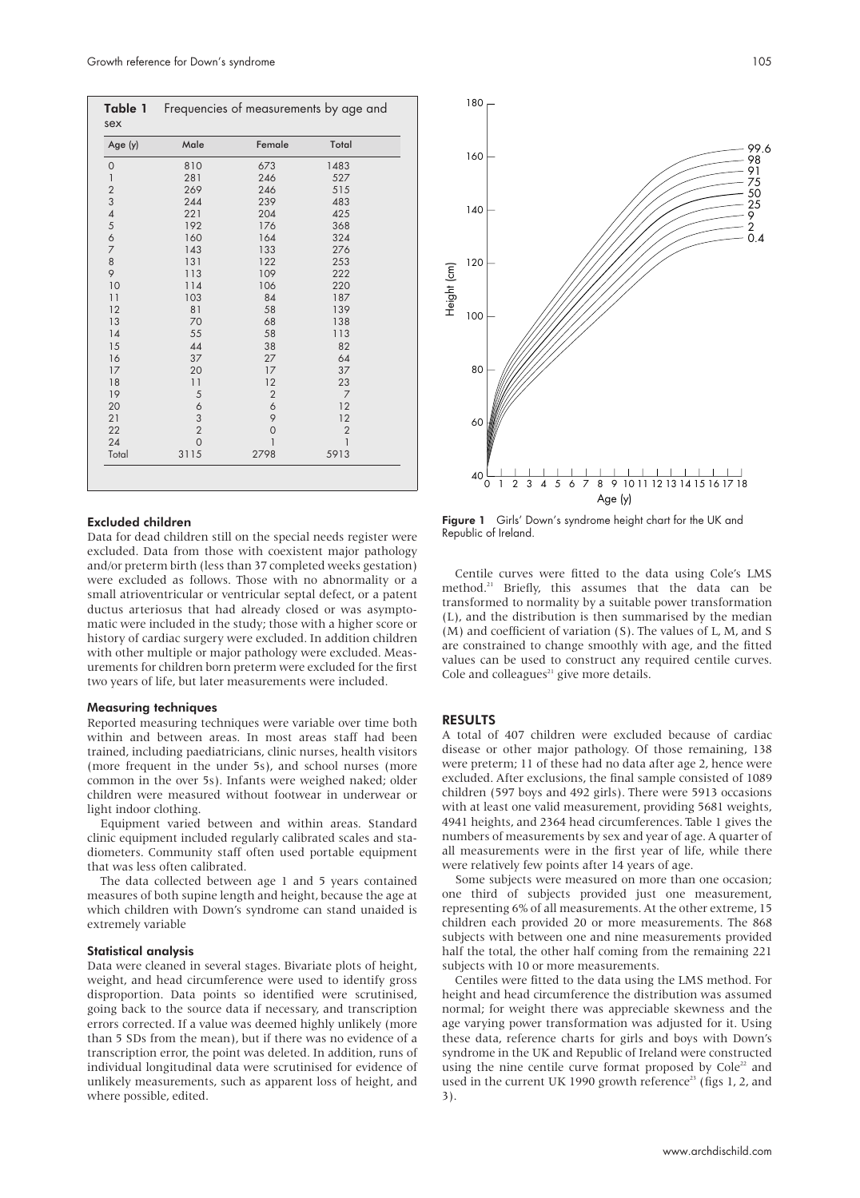**Table 1** Frequencies of measurements by age and sex

| Age (y) | Male | Female | Total |
|---|---|---|---|
| 0 | 810 | 673 | 1483 |
| 1 | 281 | 246 | 527 |
| 2 | 269 | 246 | 515 |
| 3 | 244 | 239 | 483 |
| 4 | 221 | 204 | 425 |
| 5 | 192 | 176 | 368 |
| 6 | 160 | 164 | 324 |
| 7 | 143 | 133 | 276 |
| 8 | 131 | 122 | 253 |
| 9 | 113 | 109 | 222 |
| 10 | 114 | 106 | 220 |
| 11 | 103 | 84 | 187 |
| 12 | 81 | 58 | 139 |
| 13 | 70 | 68 | 138 |
| 14 | 55 | 58 | 113 |
| 15 | 44 | 38 | 82 |
| 16 | 37 | 27 | 64 |
| 17 | 20 | 17 | 37 |
| 18 | 11 | 12 | 23 |
| 19 | 5 | 2 | 7 |
| 20 | 6 | 6 | 12 |
| 21 | 3 | 9 | 12 |
| 22 | 2 | 0 | 2 |
| 24 | 0 | 1 | 1 |
| Total | 3115 | 2798 | 5913 |

### Excluded children

Data for dead children still on the special needs register were excluded. Data from those with coexistent major pathology and/or preterm birth (less than 37 completed weeks gestation) were excluded as follows. Those with no abnormality or a small atrioventricular or ventricular septal defect, or a patent ductus arteriosus that had already closed or was asymptomatic were included in the study; those with a higher score or history of cardiac surgery were excluded. In addition children with other multiple or major pathology were excluded. Measurements for children born preterm were excluded for the first two years of life, but later measurements were included.

### Measuring techniques

Reported measuring techniques were variable over time both within and between areas. In most areas staff had been trained, including paediatricians, clinic nurses, health visitors (more frequent in the under 5s), and school nurses (more common in the over 5s). Infants were weighed naked; older children were measured without footwear in underwear or light indoor clothing.

Equipment varied between and within areas. Standard clinic equipment included regularly calibrated scales and stadiometers. Community staff often used portable equipment that was less often calibrated.

The data collected between age 1 and 5 years contained measures of both supine length and height, because the age at which children with Down's syndrome can stand unaided is extremely variable

### Statistical analysis

Data were cleaned in several stages. Bivariate plots of height, weight, and head circumference were used to identify gross disproportion. Data points so identified were scrutinised, going back to the source data if necessary, and transcription errors corrected. If a value was deemed highly unlikely (more than 5 SDs from the mean), but if there was no evidence of a transcription error, the point was deleted. In addition, runs of individual longitudinal data were scrutinised for evidence of unlikely measurements, such as apparent loss of height, and where possible, edited.

**Figure 1** Girls' Down's syndrome height chart for the UK and Republic of Ireland.

Centile curves were fitted to the data using Cole's LMS method.[21] Briefly, this assumes that the data can be transformed to normality by a suitable power transformation (L), and the distribution is then summarised by the median (M) and coefficient of variation (S). The values of L, M, and S are constrained to change smoothly with age, and the fitted values can be used to construct any required centile curves. Cole and colleagues[21] give more details.

## RESULTS

A total of 407 children were excluded because of cardiac disease or other major pathology. Of those remaining, 138 were preterm; 11 of these had no data after age 2, hence were excluded. After exclusions, the final sample consisted of 1089 children (597 boys and 492 girls). There were 5913 occasions with at least one valid measurement, providing 5681 weights, 4941 heights, and 2364 head circumferences. Table 1 gives the numbers of measurements by sex and year of age. A quarter of all measurements were in the first year of life, while there were relatively few points after 14 years of age.

Some subjects were measured on more than one occasion; one third of subjects provided just one measurement, representing 6% of all measurements. At the other extreme, 15 children each provided 20 or more measurements. The 868 subjects with between one and nine measurements provided half the total, the other half coming from the remaining 221 subjects with 10 or more measurements.

Centiles were fitted to the data using the LMS method. For height and head circumference the distribution was assumed normal; for weight there was appreciable skewness and the age varying power transformation was adjusted for it. Using these data, reference charts for girls and boys with Down's syndrome in the UK and Republic of Ireland were constructed using the nine centile curve format proposed by Cole[22] and used in the current UK 1990 growth reference[23] (figs 1, 2, and 3).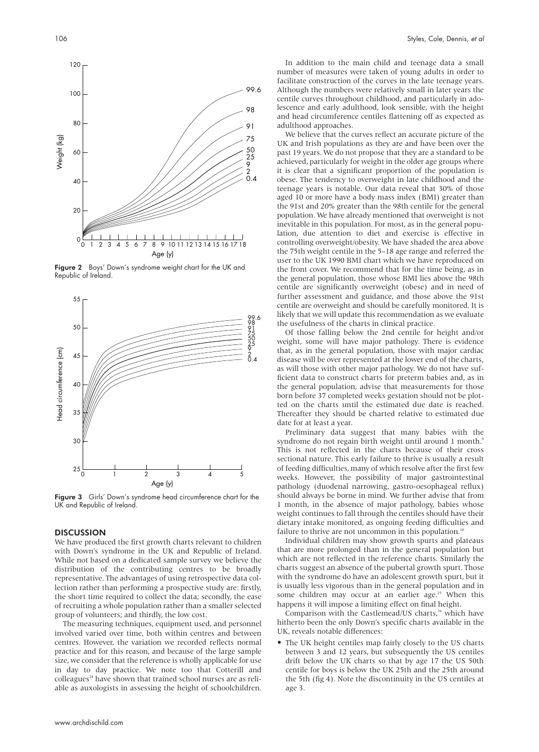120

100

80

60

40

20

0

Weight (kg)

0 1 2 3 4 5 6 7 8 9 10 11 12 13 14 15 16 17 18

Age (y)

99.6
98
91
75
50
25
9
2
0.4

**Figure 2** Boys' Down's syndrome weight chart for the UK and Republic of Ireland.

55

50

45

40

35

30

25

Head circumference (cm)

0 1 2 3 4 5

Age (y)

99.6
98
91
75
50
25
9
2
0.4

**Figure 3** Girls' Down's syndrome head circumference chart for the UK and Republic of Ireland.

## DISCUSSION

We have produced the first growth charts relevant to children with Down's syndrome in the UK and Republic of Ireland. While not based on a dedicated sample survey we believe the distribution of the contributing centres to be broadly representative. The advantages of using retrospective data collection rather than performing a prospective study are: firstly, the short time required to collect the data; secondly, the ease of recruiting a whole population rather than a smaller selected group of volunteers; and thirdly, the low cost.

The measuring techniques, equipment used, and personnel involved varied over time, both within centres and between centres. However, the variation we recorded reflects normal practice and for this reason, and because of the large sample size, we consider that the reference is wholly applicable for use in day to day practice. We note too that Cotterill and colleagues[24] have shown that trained school nurses are as reliable as auxologists in assessing the height of schoolchildren.

In addition to the main child and teenage data a small number of measures were taken of young adults in order to facilitate construction of the curves in the late teenage years. Although the numbers were relatively small in later years the centile curves throughout childhood, and particularly in adolescence and early adulthood, look sensible, with the height and head circumference centiles flattening off as expected as adulthood approaches.

We believe that the curves reflect an accurate picture of the UK and Irish populations as they are and have been over the past 19 years. We do not propose that they are a standard to be achieved, particularly for weight in the older age groups where it is clear that a significant proportion of the population is obese. The tendency to overweight in late childhood and the teenage years is notable. Our data reveal that 30% of those aged 10 or more have a body mass index (BMI) greater than the 91st and 20% greater than the 98th centile for the general population. We have already mentioned that overweight is not inevitable in this population. For most, as in the general population, due attention to diet and exercise is effective in controlling overweight/obesity. We have shaded the area above the 75th weight centile in the 5–18 age range and referred the user to the UK 1990 BMI chart which we have reproduced on the front cover. We recommend that for the time being, as in the general population, those whose BMI lies above the 98th centile are significantly overweight (obese) and in need of further assessment and guidance, and those above the 91st centile are overweight and should be carefully monitored. It is likely that we will update this recommendation as we evaluate the usefulness of the charts in clinical practice.

Of those falling below the 2nd centile for height and/or weight, some will have major pathology. There is evidence that, as in the general population, those with major cardiac disease will be over represented at the lower end of the charts, as will those with other major pathology. We do not have sufficient data to construct charts for preterm babies and, as in the general population, advise that measurements for those born before 37 completed weeks gestation should not be plotted on the charts until the estimated due date is reached. Thereafter they should be charted relative to estimated due date for at least a year.

Preliminary data suggest that many babies with the syndrome do not regain birth weight until around 1 month.[9] This is not reflected in the charts because of their cross sectional nature. This early failure to thrive is usually a result of feeding difficulties, many of which resolve after the first few weeks. However, the possibility of major gastrointestinal pathology (duodenal narrowing, gastro-oesophageal reflux) should always be borne in mind. We further advise that from 1 month, in the absence of major pathology, babies whose weight continues to fall through the centiles should have their dietary intake monitored, as ongoing feeding difficulties and failure to thrive are not uncommon in this population.[10]

Individual children may show growth spurts and plateaus that are more prolonged than in the general population but which are not reflected in the reference charts. Similarly the charts suggest an absence of the pubertal growth spurt. Those with the syndrome do have an adolescent growth spurt, but it is usually less vigorous than in the general population and in some children may occur at an earlier age.[25] When this happens it will impose a limiting effect on final height.

Comparison with the Castlemead/US charts,[16] which have hitherto been the only Down's specific charts available in the UK, reveals notable differences:

- The UK height centiles map fairly closely to the US charts between 3 and 12 years, but subsequently the US centiles drift below the UK charts so that by age 17 the US 50th centile for boys is below the UK 25th and the 25th around the 5th (fig 4). Note the discontinuity in the US centiles at age 3.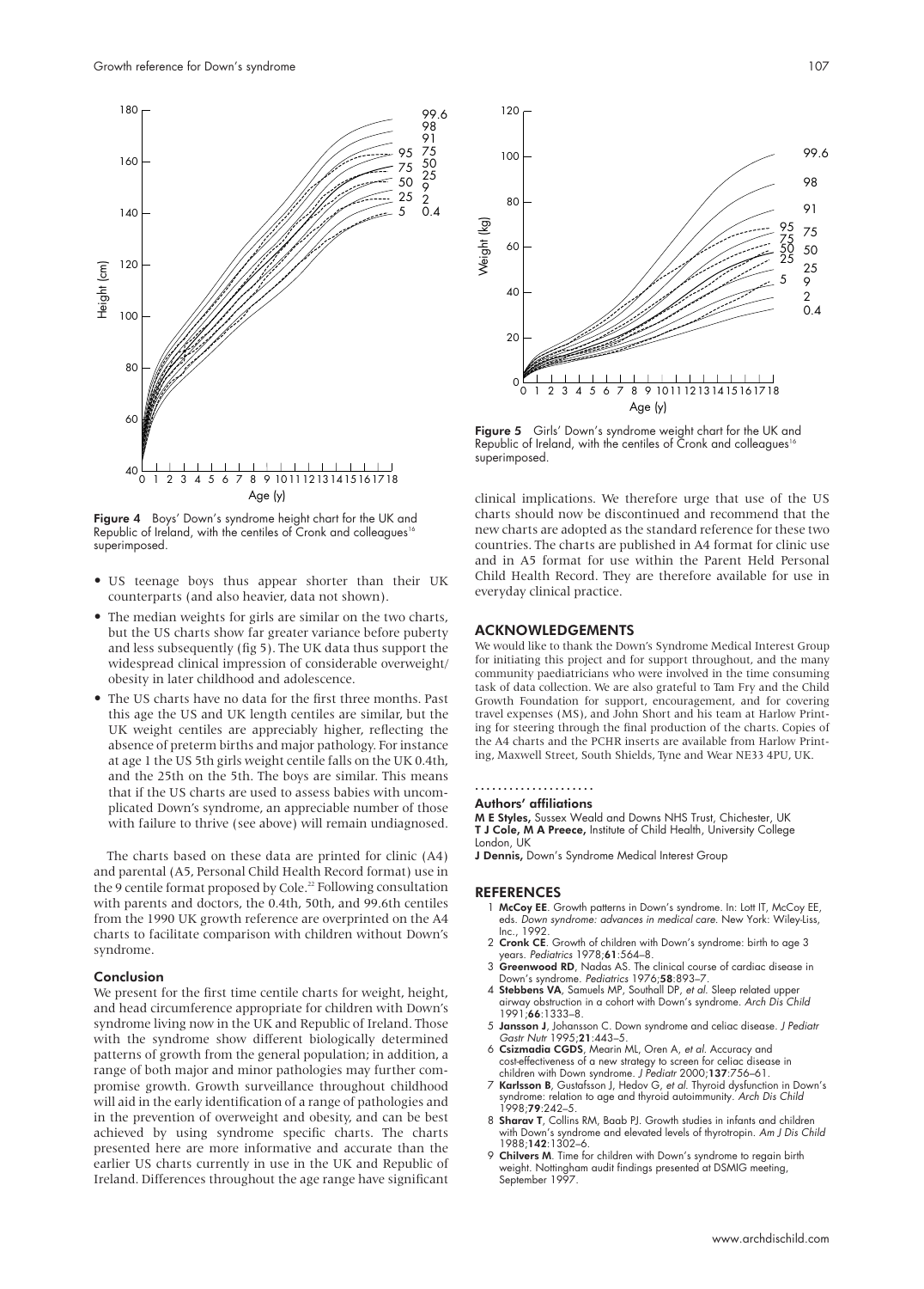Figure 4 Boys' Down's syndrome height chart for the UK and Republic of Ireland, with the centiles of Cronk and colleagues[16] superimposed.

- US teenage boys thus appear shorter than their UK counterparts (and also heavier, data not shown).
- The median weights for girls are similar on the two charts, but the US charts show far greater variance before puberty and less subsequently (fig 5). The UK data thus support the widespread clinical impression of considerable overweight/obesity in later childhood and adolescence.
- The US charts have no data for the first three months. Past this age the US and UK length centiles are similar, but the UK weight centiles are appreciably higher, reflecting the absence of preterm births and major pathology. For instance at age 1 the US 5th girls weight centile falls on the UK 0.4th, and the 25th on the 5th. The boys are similar. This means that if the US charts are used to assess babies with uncomplicated Down's syndrome, an appreciable number of those with failure to thrive (see above) will remain undiagnosed.

The charts based on these data are printed for clinic (A4) and parental (A5, Personal Child Health Record format) use in the 9 centile format proposed by Cole.[22] Following consultation with parents and doctors, the 0.4th, 50th, and 99.6th centiles from the 1990 UK growth reference are overprinted on the A4 charts to facilitate comparison with children without Down's syndrome.

### Conclusion

We present for the first time centile charts for weight, height, and head circumference appropriate for children with Down's syndrome living now in the UK and Republic of Ireland. Those with the syndrome show different biologically determined patterns of growth from the general population; in addition, a range of both major and minor pathologies may further compromise growth. Growth surveillance throughout childhood will aid in the early identification of a range of pathologies and in the prevention of overweight and obesity, and can be best achieved by using syndrome specific charts. The charts presented here are more informative and accurate than the earlier US charts currently in use in the UK and Republic of Ireland. Differences throughout the age range have significant clinical implications. We therefore urge that use of the US charts should now be discontinued and recommend that the new charts are adopted as the standard reference for these two countries. The charts are published in A4 format for clinic use and in A5 format for use within the Parent Held Personal Child Health Record. They are therefore available for use in everyday clinical practice.

Figure 5 Girls' Down's syndrome weight chart for the UK and Republic of Ireland, with the centiles of Cronk and colleagues[16] superimposed.

## ACKNOWLEDGEMENTS

We would like to thank the Down's Syndrome Medical Interest Group for initiating this project and for support throughout, and the many community paediatricians who were involved in the time consuming task of data collection. We are also grateful to Tam Fry and the Child Growth Foundation for support, encouragement, and for covering travel expenses (MS), and John Short and his team at Harlow Printing for steering through the final production of the charts. Copies of the A4 charts and the PCHR inserts are available from Harlow Printing, Maxwell Street, South Shields, Tyne and Wear NE33 4PU, UK.

### Authors' affiliations

**M E Styles,** Sussex Weald and Downs NHS Trust, Chichester, UK
**T J Cole, M A Preece,** Institute of Child Health, University College London, UK
**J Dennis,** Down's Syndrome Medical Interest Group

## REFERENCES

1. **McCoy EE**. Growth patterns in Down's syndrome. In: Lott IT, McCoy EE, eds. *Down syndrome: advances in medical care*. New York: Wiley-Liss, Inc., 1992.
2. **Cronk CE**. Growth of children with Down's syndrome: birth to age 3 years. *Pediatrics* 1978;**61**:564–8.
3. **Greenwood RD**, Nadas AS. The clinical course of cardiac disease in Down's syndrome. *Pediatrics* 1976;**58**:893–7.
4. **Stebbens VA**, Samuels MP, Southall DP, *et al*. Sleep related upper airway obstruction in a cohort with Down's syndrome. *Arch Dis Child* 1991;**66**:1333–8.
5. **Jansson J**, Johansson C. Down syndrome and celiac disease. *J Pediatr Gastr Nutr* 1995;**21**:443–5.
6. **Csizmadia CGDS**, Mearin ML, Oren A, *et al*. Accuracy and cost-effectiveness of a new strategy to screen for celiac disease in children with Down syndrome. *J Pediatr* 2000;**137**:756–61.
7. **Karlsson B**, Gustafsson J, Hedov G, *et al*. Thyroid dysfunction in Down's syndrome: relation to age and thyroid autoimmunity. *Arch Dis Child* 1998;**79**:242–5.
8. **Sharav T**, Collins RM, Baab PJ. Growth studies in infants and children with Down's syndrome and elevated levels of thyrotropin. *Am J Dis Child* 1988;**142**:1302–6.
9. **Chilvers M**. Time for children with Down's syndrome to regain birth weight. Nottingham audit findings presented at DSMIG meeting, September 1997.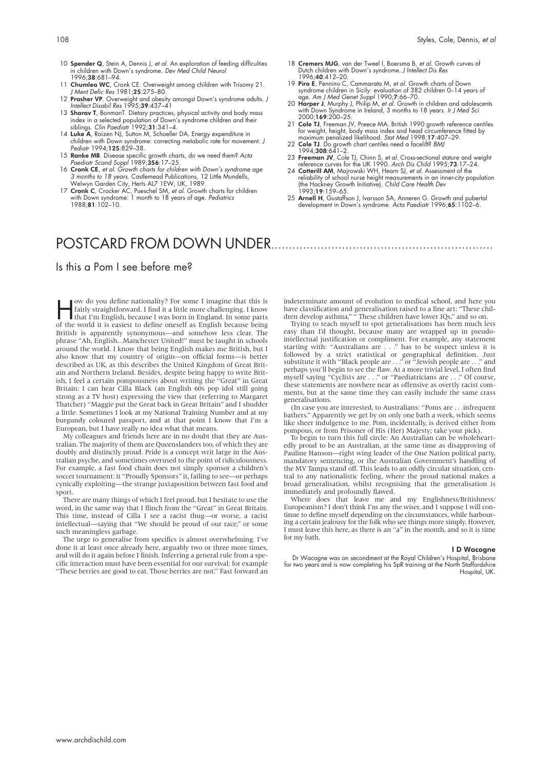10 **Spender Q**, Stein A, Dennis J, *et al*. An exploration of feeding difficulties in children with Down's syndrome. *Dev Med Child Neurol* 1996;**38**:681–94.
11 **Chumlea WC**, Cronk CE. Overweight among children with Trisomy 21. *J Ment Defic Res* 1981;**25**:275–80.
12 **Prasher VP**. Overweight and obesity amongst Down's syndrome adults. *J Intellect Disabil Res* 1995;**39**:437–41
13 **Sharav T**, BonmanT. Dietary practices, physical activity and body mass index in a selected population of Down's syndrome children and their siblings. *Clin Paediatr* 1992;**31**:341–4.
14 **Luke A**, Roizen NJ, Sutton M, Schoeller DA. Energy expenditure in children with Down syndrome: correcting metabolic rate for movement. *J Pediatr* 1994;**125**:829–38.
15 **Ranke MB**. Disease specific growth charts, do we need them? *Acta Paediatr Scand Suppl* 1989;**356**:17–25.
16 **Cronk CE**, *et al*. *Growth charts for children with Down's syndrome age 3 months to 18 years*. Castlemead Publications, 12 Little Mundells, Welwyn Garden City, Herts AL7 1EW, UK, 1989.
17 **Cronk C**, Crocker AC, Pueschel SM, *et al*. Growth charts for children with Down syndrome: 1 month to 18 years of age. *Pediatrics* 1988;**81**:102–10.
18 **Cremers MJG**, van der Tweel I, Boersma B, *et al*. Growth curves of Dutch children with Down's syndrome. *J Intellect Dis Res* 1996;**40**:412–20.
19 **Piro E**, Pennino C, Cammarata M, *et al*. Growth charts of Down syndrome children in Sicily: evaluation of 382 children 0–14 years of age. *Am J Med Genet Suppl* 1990;**7**:66–70.
20 **Harper J**, Murphy J, Philip M, *et al*. Growth in children and adolescents with Down Syndrome in Ireland, 3 months to 18 years. *Ir J Med Sci* 2000;**169**:200–25.
21 **Cole TJ**, Freeman JV, Preece MA. British 1990 growth reference centiles for weight, height, body mass index and head circumference fitted by maximum penalized likelihood. *Stat Med* 1998;**17**:407–29.
22 **Cole TJ**. Do growth chart centiles need a facelift? *BMJ* 1994;**308**:641–2.
23 **Freeman JV**, Cole TJ, Chinn S, *et al*. Cross-sectional stature and weight reference curves for the UK 1990. *Arch Dis Child* 1995;**73**:17–24.
24 **Cotterill AM**, Majrowski WH, Hearn SJ, *et al*. Assessment of the reliability of school nurse height measurements in an inner-city population (the Hackney Growth Initiative). *Child Care Health Dev* 1993;**19**:159–65.
25 **Arnell H**, Gustaffson J, Ivarsson SA, Anneren G. Growth and pubertal development in Down's syndrome. *Acta Paediatr* 1996;**65**:1102–6.

# POSTCARD FROM DOWN UNDER

## Is this a Pom I see before me?

How do you define nationality? For some I imagine that this is fairly straightforward. I find it a little more challenging. I know that I'm English, because I was born in England. In some parts of the world it is easiest to define oneself as English because being British is apparently synonymous—and somehow less clear. The phrase "Ah, English...Manchester United!" must be taught in schools around the world. I know that being English makes me British, but I also know that my country of origin—on official forms—is better described as UK, as this describes the United Kingdom of Great Britain and Northern Ireland. Besides, despite being happy to write British, I feel a certain pompousness about writing the "Great" in Great Britain: I can hear Cilla Black (an English 60s pop idol still going strong as a TV host) expressing the view that (referring to Margaret Thatcher) "Maggie put the Great back in Great Britain" and I shudder a little. Sometimes I look at my National Training Number and at my burgundy coloured passport, and at that point I know that I'm a European, but I have really no idea what that means.

My colleagues and friends here are in no doubt that they are Australian. The majority of them are Queenslanders too, of which they are doubly and distinctly proud. Pride is a concept writ large in the Australian psyche, and sometimes overused to the point of ridiculousness. For example, a fast food chain does not simply sponsor a children's soccer tournament: it "Proudly Sponsors" it, failing to see—or perhaps cynically exploiting—the strange juxtaposition between fast food and sport.

There are many things of which I feel proud, but I hesitate to use the word, in the same way that I flinch from the "Great" in Great Britain. This time, instead of Cilla I see a racist thug—or worse, a racist intellectual—saying that "We should be proud of our race," or some such meaningless garbage.

The urge to generalise from specifics is almost overwhelming. I've done it at least once already here, arguably two or three more times, and will do it again before I finish. Inferring a general rule from a specific interaction must have been essential for our survival: for example "These berries are good to eat. Those berries are not." Fast forward an indeterminate amount of evolution to medical school, and here you have classification and generalisation raised to a fine art: "These children develop asthma," " These children have lower IQs," and so on.

Trying to teach myself to spot generalisations has been much less easy than I'd thought, because many are wrapped up in pseudo-intellectual justification or compliment. For example, any statement starting with: "Australians are . . ." has to be suspect unless it is followed by a strict statistical or geographical definition. Just substitute it with "Black people are . . ." or "Jewish people are . . ." and perhaps you'll begin to see the flaw. At a more trivial level, I often find myself saying "Cyclists are . . ." or "Paediatricians are . . ." Of course, these statements are nowhere near as offensive as overtly racist comments, but at the same time they can easily include the same crass generalisations.

(In case you are interested, to Australians: "Poms are . . .infrequent bathers." Apparently we get by on only one bath a week, which seems like sheer indulgence to me. Pom, incidentally, is derived either from pompous, or from Prisoner of His (Her) Majesty; take your pick).

To begin to turn this full circle: An Australian can be wholeheartedly proud to be an Australian, at the same time as disapproving of Pauline Hanson—right wing leader of the One Nation political party, mandatory sentencing, or the Australian Government's handling of the MV Tampa stand off. This leads to an oddly circular situation, central to any nationalistic feeling, where the proud national makes a broad generalisation, whilst recognising that the generalisation is immediately and profoundly flawed.

Where does that leave me and my Englishness/Britishness/Europeanism? I don't think I'm any the wiser, and I suppose I will continue to define myself depending on the circumstances, while harbouring a certain jealousy for the folk who see things more simply. However, I must leave this here, as there is an "a" in the month, and so it is time for my bath.

**I D Wacogne**

Dr Wacogne was on secondment at the Royal Children's Hospital, Brisbane for two years and is now completing his SpR training at the North Staffordshire Hospital, UK.